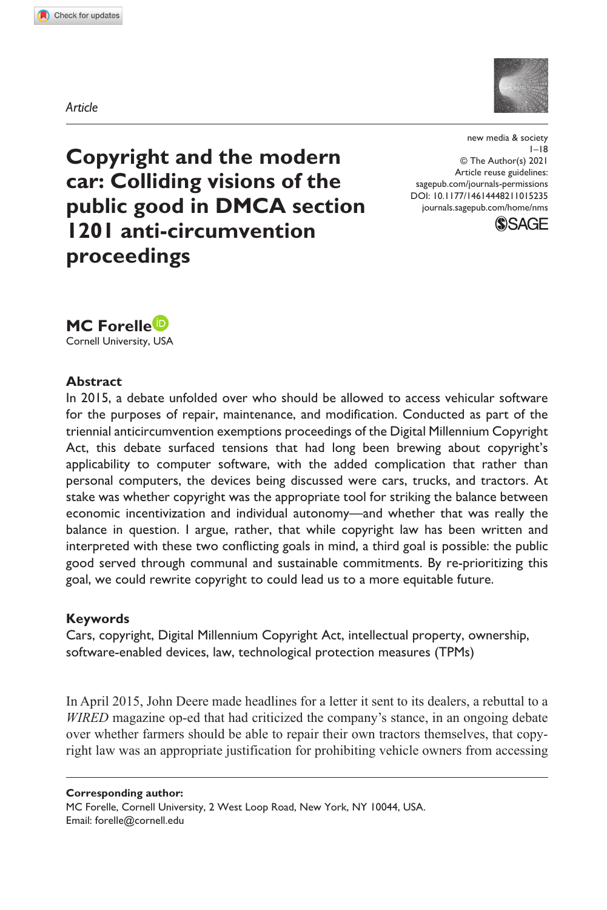*Article*

# Copyright and the modern car: Colliding visions of the public good in DMCA section 1201 anti-circumvention proceedings

**MC Forelle**
Cornell University, USA

## Abstract

In 2015, a debate unfolded over who should be allowed to access vehicular software for the purposes of repair, maintenance, and modification. Conducted as part of the triennial anticircumvention exemptions proceedings of the Digital Millennium Copyright Act, this debate surfaced tensions that had long been brewing about copyright's applicability to computer software, with the added complication that rather than personal computers, the devices being discussed were cars, trucks, and tractors. At stake was whether copyright was the appropriate tool for striking the balance between economic incentivization and individual autonomy—and whether that was really the balance in question. I argue, rather, that while copyright law has been written and interpreted with these two conflicting goals in mind, a third goal is possible: the public good served through communal and sustainable commitments. By re-prioritizing this goal, we could rewrite copyright to could lead us to a more equitable future.

## Keywords

Cars, copyright, Digital Millennium Copyright Act, intellectual property, ownership, software-enabled devices, law, technological protection measures (TPMs)

In April 2015, John Deere made headlines for a letter it sent to its dealers, a rebuttal to a *WIRED* magazine op-ed that had criticized the company's stance, in an ongoing debate over whether farmers should be able to repair their own tractors themselves, that copyright law was an appropriate justification for prohibiting vehicle owners from accessing

**Corresponding author:**
MC Forelle, Cornell University, 2 West Loop Road, New York, NY 10044, USA.
Email: forelle@cornell.edu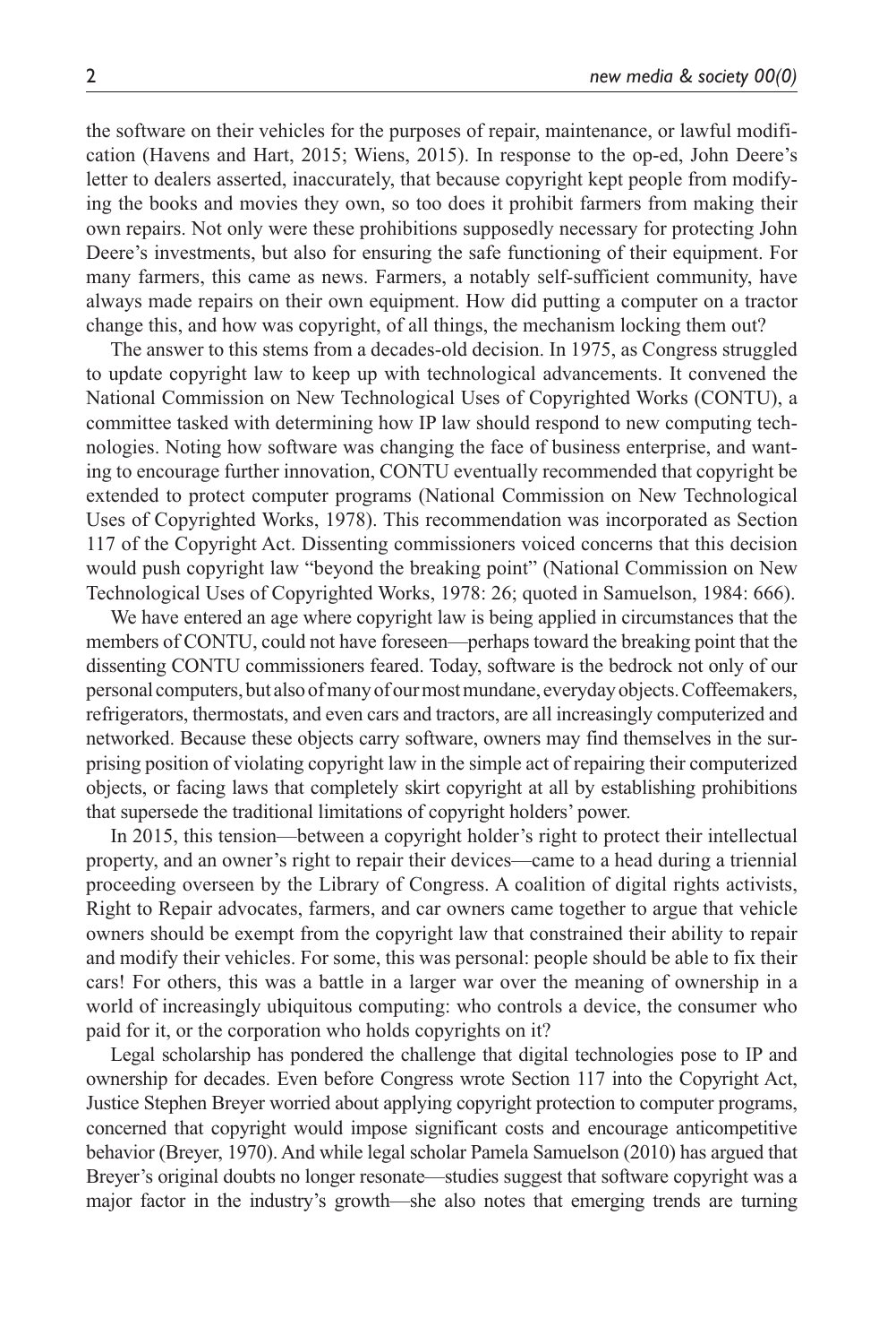the software on their vehicles for the purposes of repair, maintenance, or lawful modification (Havens and Hart, 2015; Wiens, 2015). In response to the op-ed, John Deere's letter to dealers asserted, inaccurately, that because copyright kept people from modifying the books and movies they own, so too does it prohibit farmers from making their own repairs. Not only were these prohibitions supposedly necessary for protecting John Deere's investments, but also for ensuring the safe functioning of their equipment. For many farmers, this came as news. Farmers, a notably self-sufficient community, have always made repairs on their own equipment. How did putting a computer on a tractor change this, and how was copyright, of all things, the mechanism locking them out?

The answer to this stems from a decades-old decision. In 1975, as Congress struggled to update copyright law to keep up with technological advancements. It convened the National Commission on New Technological Uses of Copyrighted Works (CONTU), a committee tasked with determining how IP law should respond to new computing technologies. Noting how software was changing the face of business enterprise, and wanting to encourage further innovation, CONTU eventually recommended that copyright be extended to protect computer programs (National Commission on New Technological Uses of Copyrighted Works, 1978). This recommendation was incorporated as Section 117 of the Copyright Act. Dissenting commissioners voiced concerns that this decision would push copyright law "beyond the breaking point" (National Commission on New Technological Uses of Copyrighted Works, 1978: 26; quoted in Samuelson, 1984: 666).

We have entered an age where copyright law is being applied in circumstances that the members of CONTU, could not have foreseen—perhaps toward the breaking point that the dissenting CONTU commissioners feared. Today, software is the bedrock not only of our personal computers, but also of many of our most mundane, everyday objects. Coffeemakers, refrigerators, thermostats, and even cars and tractors, are all increasingly computerized and networked. Because these objects carry software, owners may find themselves in the surprising position of violating copyright law in the simple act of repairing their computerized objects, or facing laws that completely skirt copyright at all by establishing prohibitions that supersede the traditional limitations of copyright holders' power.

In 2015, this tension—between a copyright holder's right to protect their intellectual property, and an owner's right to repair their devices—came to a head during a triennial proceeding overseen by the Library of Congress. A coalition of digital rights activists, Right to Repair advocates, farmers, and car owners came together to argue that vehicle owners should be exempt from the copyright law that constrained their ability to repair and modify their vehicles. For some, this was personal: people should be able to fix their cars! For others, this was a battle in a larger war over the meaning of ownership in a world of increasingly ubiquitous computing: who controls a device, the consumer who paid for it, or the corporation who holds copyrights on it?

Legal scholarship has pondered the challenge that digital technologies pose to IP and ownership for decades. Even before Congress wrote Section 117 into the Copyright Act, Justice Stephen Breyer worried about applying copyright protection to computer programs, concerned that copyright would impose significant costs and encourage anticompetitive behavior (Breyer, 1970). And while legal scholar Pamela Samuelson (2010) has argued that Breyer's original doubts no longer resonate—studies suggest that software copyright was a major factor in the industry's growth—she also notes that emerging trends are turning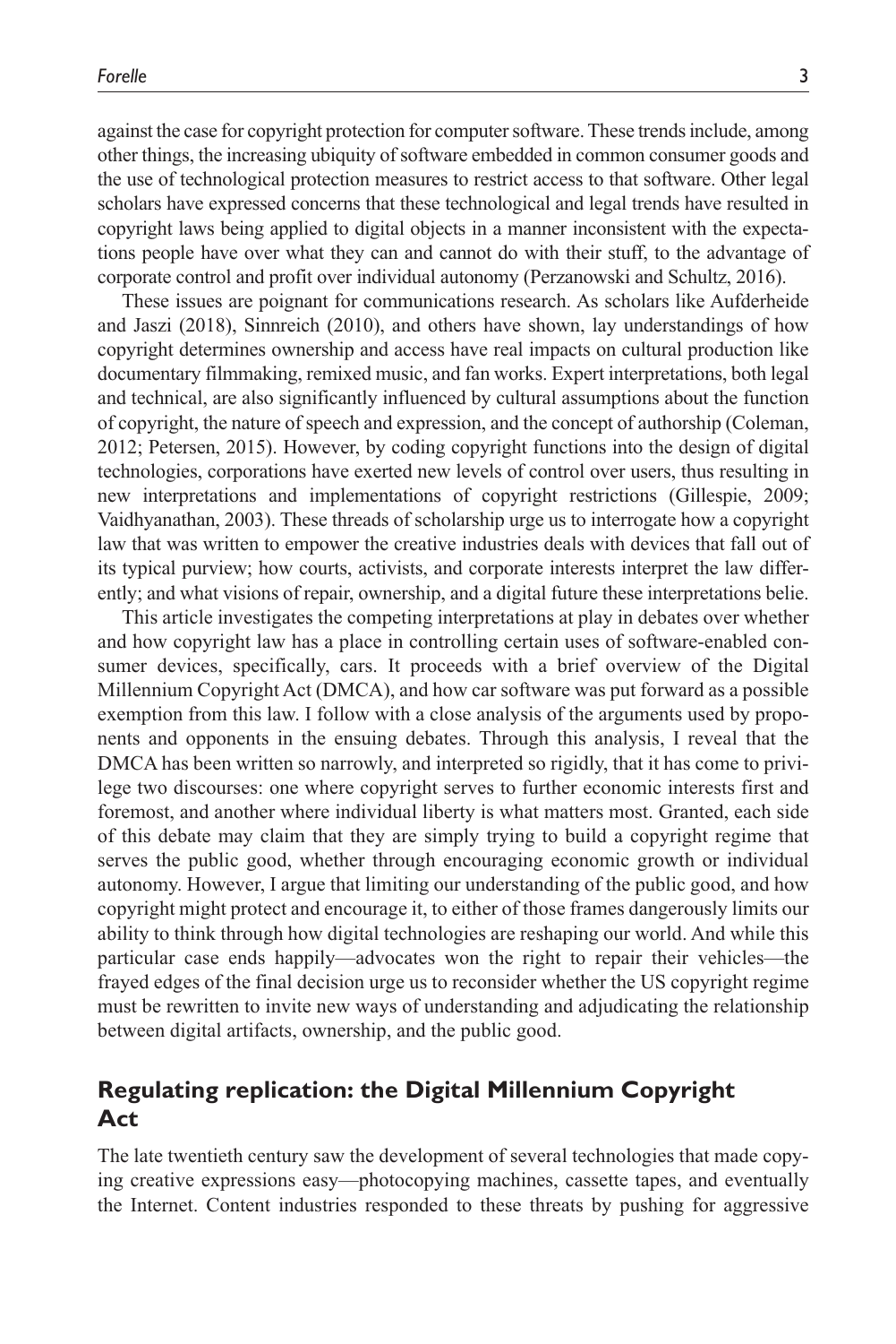against the case for copyright protection for computer software. These trends include, among other things, the increasing ubiquity of software embedded in common consumer goods and the use of technological protection measures to restrict access to that software. Other legal scholars have expressed concerns that these technological and legal trends have resulted in copyright laws being applied to digital objects in a manner inconsistent with the expectations people have over what they can and cannot do with their stuff, to the advantage of corporate control and profit over individual autonomy (Perzanowski and Schultz, 2016).

These issues are poignant for communications research. As scholars like Aufderheide and Jaszi (2018), Sinnreich (2010), and others have shown, lay understandings of how copyright determines ownership and access have real impacts on cultural production like documentary filmmaking, remixed music, and fan works. Expert interpretations, both legal and technical, are also significantly influenced by cultural assumptions about the function of copyright, the nature of speech and expression, and the concept of authorship (Coleman, 2012; Petersen, 2015). However, by coding copyright functions into the design of digital technologies, corporations have exerted new levels of control over users, thus resulting in new interpretations and implementations of copyright restrictions (Gillespie, 2009; Vaidhyanathan, 2003). These threads of scholarship urge us to interrogate how a copyright law that was written to empower the creative industries deals with devices that fall out of its typical purview; how courts, activists, and corporate interests interpret the law differently; and what visions of repair, ownership, and a digital future these interpretations belie.

This article investigates the competing interpretations at play in debates over whether and how copyright law has a place in controlling certain uses of software-enabled consumer devices, specifically, cars. It proceeds with a brief overview of the Digital Millennium Copyright Act (DMCA), and how car software was put forward as a possible exemption from this law. I follow with a close analysis of the arguments used by proponents and opponents in the ensuing debates. Through this analysis, I reveal that the DMCA has been written so narrowly, and interpreted so rigidly, that it has come to privilege two discourses: one where copyright serves to further economic interests first and foremost, and another where individual liberty is what matters most. Granted, each side of this debate may claim that they are simply trying to build a copyright regime that serves the public good, whether through encouraging economic growth or individual autonomy. However, I argue that limiting our understanding of the public good, and how copyright might protect and encourage it, to either of those frames dangerously limits our ability to think through how digital technologies are reshaping our world. And while this particular case ends happily—advocates won the right to repair their vehicles—the frayed edges of the final decision urge us to reconsider whether the US copyright regime must be rewritten to invite new ways of understanding and adjudicating the relationship between digital artifacts, ownership, and the public good.

## Regulating replication: the Digital Millennium Copyright Act

The late twentieth century saw the development of several technologies that made copying creative expressions easy—photocopying machines, cassette tapes, and eventually the Internet. Content industries responded to these threats by pushing for aggressive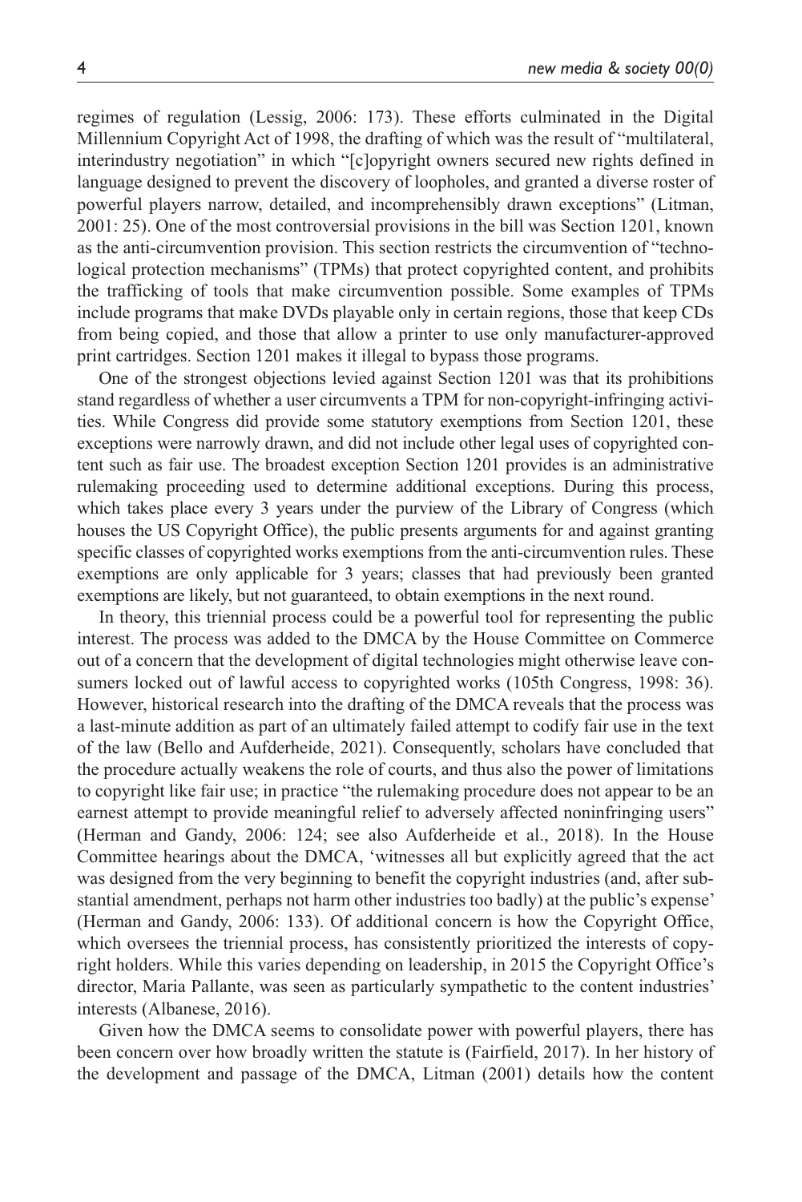regimes of regulation (Lessig, 2006: 173). These efforts culminated in the Digital Millennium Copyright Act of 1998, the drafting of which was the result of "multilateral, interindustry negotiation" in which "[c]opyright owners secured new rights defined in language designed to prevent the discovery of loopholes, and granted a diverse roster of powerful players narrow, detailed, and incomprehensibly drawn exceptions" (Litman, 2001: 25). One of the most controversial provisions in the bill was Section 1201, known as the anti-circumvention provision. This section restricts the circumvention of "technological protection mechanisms" (TPMs) that protect copyrighted content, and prohibits the trafficking of tools that make circumvention possible. Some examples of TPMs include programs that make DVDs playable only in certain regions, those that keep CDs from being copied, and those that allow a printer to use only manufacturer-approved print cartridges. Section 1201 makes it illegal to bypass those programs.

One of the strongest objections levied against Section 1201 was that its prohibitions stand regardless of whether a user circumvents a TPM for non-copyright-infringing activities. While Congress did provide some statutory exemptions from Section 1201, these exceptions were narrowly drawn, and did not include other legal uses of copyrighted content such as fair use. The broadest exception Section 1201 provides is an administrative rulemaking proceeding used to determine additional exceptions. During this process, which takes place every 3 years under the purview of the Library of Congress (which houses the US Copyright Office), the public presents arguments for and against granting specific classes of copyrighted works exemptions from the anti-circumvention rules. These exemptions are only applicable for 3 years; classes that had previously been granted exemptions are likely, but not guaranteed, to obtain exemptions in the next round.

In theory, this triennial process could be a powerful tool for representing the public interest. The process was added to the DMCA by the House Committee on Commerce out of a concern that the development of digital technologies might otherwise leave consumers locked out of lawful access to copyrighted works (105th Congress, 1998: 36). However, historical research into the drafting of the DMCA reveals that the process was a last-minute addition as part of an ultimately failed attempt to codify fair use in the text of the law (Bello and Aufderheide, 2021). Consequently, scholars have concluded that the procedure actually weakens the role of courts, and thus also the power of limitations to copyright like fair use; in practice "the rulemaking procedure does not appear to be an earnest attempt to provide meaningful relief to adversely affected noninfringing users" (Herman and Gandy, 2006: 124; see also Aufderheide et al., 2018). In the House Committee hearings about the DMCA, 'witnesses all but explicitly agreed that the act was designed from the very beginning to benefit the copyright industries (and, after substantial amendment, perhaps not harm other industries too badly) at the public's expense' (Herman and Gandy, 2006: 133). Of additional concern is how the Copyright Office, which oversees the triennial process, has consistently prioritized the interests of copyright holders. While this varies depending on leadership, in 2015 the Copyright Office's director, Maria Pallante, was seen as particularly sympathetic to the content industries' interests (Albanese, 2016).

Given how the DMCA seems to consolidate power with powerful players, there has been concern over how broadly written the statute is (Fairfield, 2017). In her history of the development and passage of the DMCA, Litman (2001) details how the content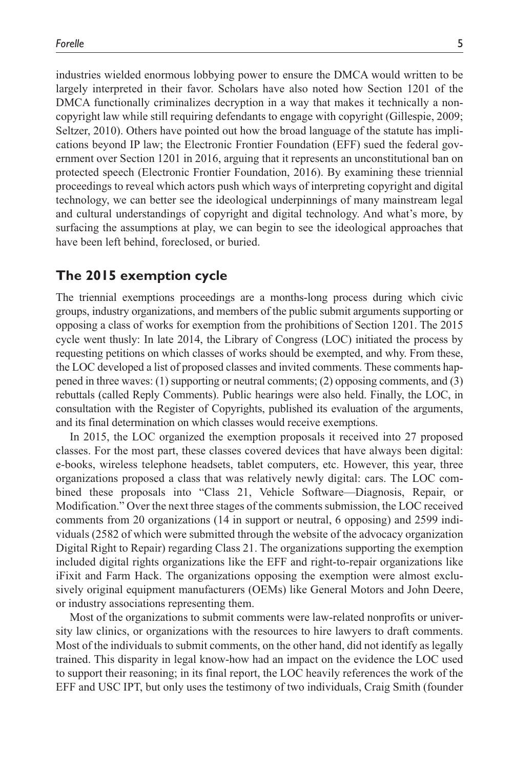industries wielded enormous lobbying power to ensure the DMCA would written to be largely interpreted in their favor. Scholars have also noted how Section 1201 of the DMCA functionally criminalizes decryption in a way that makes it technically a non-copyright law while still requiring defendants to engage with copyright (Gillespie, 2009; Seltzer, 2010). Others have pointed out how the broad language of the statute has implications beyond IP law; the Electronic Frontier Foundation (EFF) sued the federal government over Section 1201 in 2016, arguing that it represents an unconstitutional ban on protected speech (Electronic Frontier Foundation, 2016). By examining these triennial proceedings to reveal which actors push which ways of interpreting copyright and digital technology, we can better see the ideological underpinnings of many mainstream legal and cultural understandings of copyright and digital technology. And what's more, by surfacing the assumptions at play, we can begin to see the ideological approaches that have been left behind, foreclosed, or buried.

## The 2015 exemption cycle

The triennial exemptions proceedings are a months-long process during which civic groups, industry organizations, and members of the public submit arguments supporting or opposing a class of works for exemption from the prohibitions of Section 1201. The 2015 cycle went thusly: In late 2014, the Library of Congress (LOC) initiated the process by requesting petitions on which classes of works should be exempted, and why. From these, the LOC developed a list of proposed classes and invited comments. These comments happened in three waves: (1) supporting or neutral comments; (2) opposing comments, and (3) rebuttals (called Reply Comments). Public hearings were also held. Finally, the LOC, in consultation with the Register of Copyrights, published its evaluation of the arguments, and its final determination on which classes would receive exemptions.

In 2015, the LOC organized the exemption proposals it received into 27 proposed classes. For the most part, these classes covered devices that have always been digital: e-books, wireless telephone headsets, tablet computers, etc. However, this year, three organizations proposed a class that was relatively newly digital: cars. The LOC combined these proposals into "Class 21, Vehicle Software—Diagnosis, Repair, or Modification." Over the next three stages of the comments submission, the LOC received comments from 20 organizations (14 in support or neutral, 6 opposing) and 2599 individuals (2582 of which were submitted through the website of the advocacy organization Digital Right to Repair) regarding Class 21. The organizations supporting the exemption included digital rights organizations like the EFF and right-to-repair organizations like iFixit and Farm Hack. The organizations opposing the exemption were almost exclusively original equipment manufacturers (OEMs) like General Motors and John Deere, or industry associations representing them.

Most of the organizations to submit comments were law-related nonprofits or university law clinics, or organizations with the resources to hire lawyers to draft comments. Most of the individuals to submit comments, on the other hand, did not identify as legally trained. This disparity in legal know-how had an impact on the evidence the LOC used to support their reasoning; in its final report, the LOC heavily references the work of the EFF and USC IPT, but only uses the testimony of two individuals, Craig Smith (founder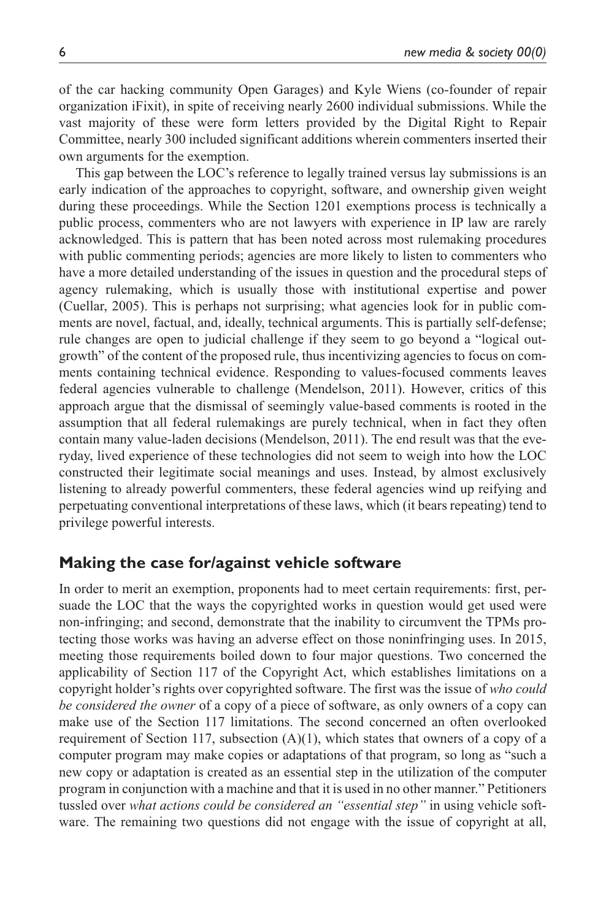of the car hacking community Open Garages) and Kyle Wiens (co-founder of repair organization iFixit), in spite of receiving nearly 2600 individual submissions. While the vast majority of these were form letters provided by the Digital Right to Repair Committee, nearly 300 included significant additions wherein commenters inserted their own arguments for the exemption.

This gap between the LOC's reference to legally trained versus lay submissions is an early indication of the approaches to copyright, software, and ownership given weight during these proceedings. While the Section 1201 exemptions process is technically a public process, commenters who are not lawyers with experience in IP law are rarely acknowledged. This is pattern that has been noted across most rulemaking procedures with public commenting periods; agencies are more likely to listen to commenters who have a more detailed understanding of the issues in question and the procedural steps of agency rulemaking, which is usually those with institutional expertise and power (Cuellar, 2005). This is perhaps not surprising; what agencies look for in public comments are novel, factual, and, ideally, technical arguments. This is partially self-defense; rule changes are open to judicial challenge if they seem to go beyond a "logical outgrowth" of the content of the proposed rule, thus incentivizing agencies to focus on comments containing technical evidence. Responding to values-focused comments leaves federal agencies vulnerable to challenge (Mendelson, 2011). However, critics of this approach argue that the dismissal of seemingly value-based comments is rooted in the assumption that all federal rulemakings are purely technical, when in fact they often contain many value-laden decisions (Mendelson, 2011). The end result was that the everyday, lived experience of these technologies did not seem to weigh into how the LOC constructed their legitimate social meanings and uses. Instead, by almost exclusively listening to already powerful commenters, these federal agencies wind up reifying and perpetuating conventional interpretations of these laws, which (it bears repeating) tend to privilege powerful interests.

## Making the case for/against vehicle software

In order to merit an exemption, proponents had to meet certain requirements: first, persuade the LOC that the ways the copyrighted works in question would get used were non-infringing; and second, demonstrate that the inability to circumvent the TPMs protecting those works was having an adverse effect on those noninfringing uses. In 2015, meeting those requirements boiled down to four major questions. Two concerned the applicability of Section 117 of the Copyright Act, which establishes limitations on a copyright holder's rights over copyrighted software. The first was the issue of *who could be considered the owner* of a copy of a piece of software, as only owners of a copy can make use of the Section 117 limitations. The second concerned an often overlooked requirement of Section 117, subsection (A)(1), which states that owners of a copy of a computer program may make copies or adaptations of that program, so long as "such a new copy or adaptation is created as an essential step in the utilization of the computer program in conjunction with a machine and that it is used in no other manner." Petitioners tussled over *what actions could be considered an "essential step"* in using vehicle software. The remaining two questions did not engage with the issue of copyright at all,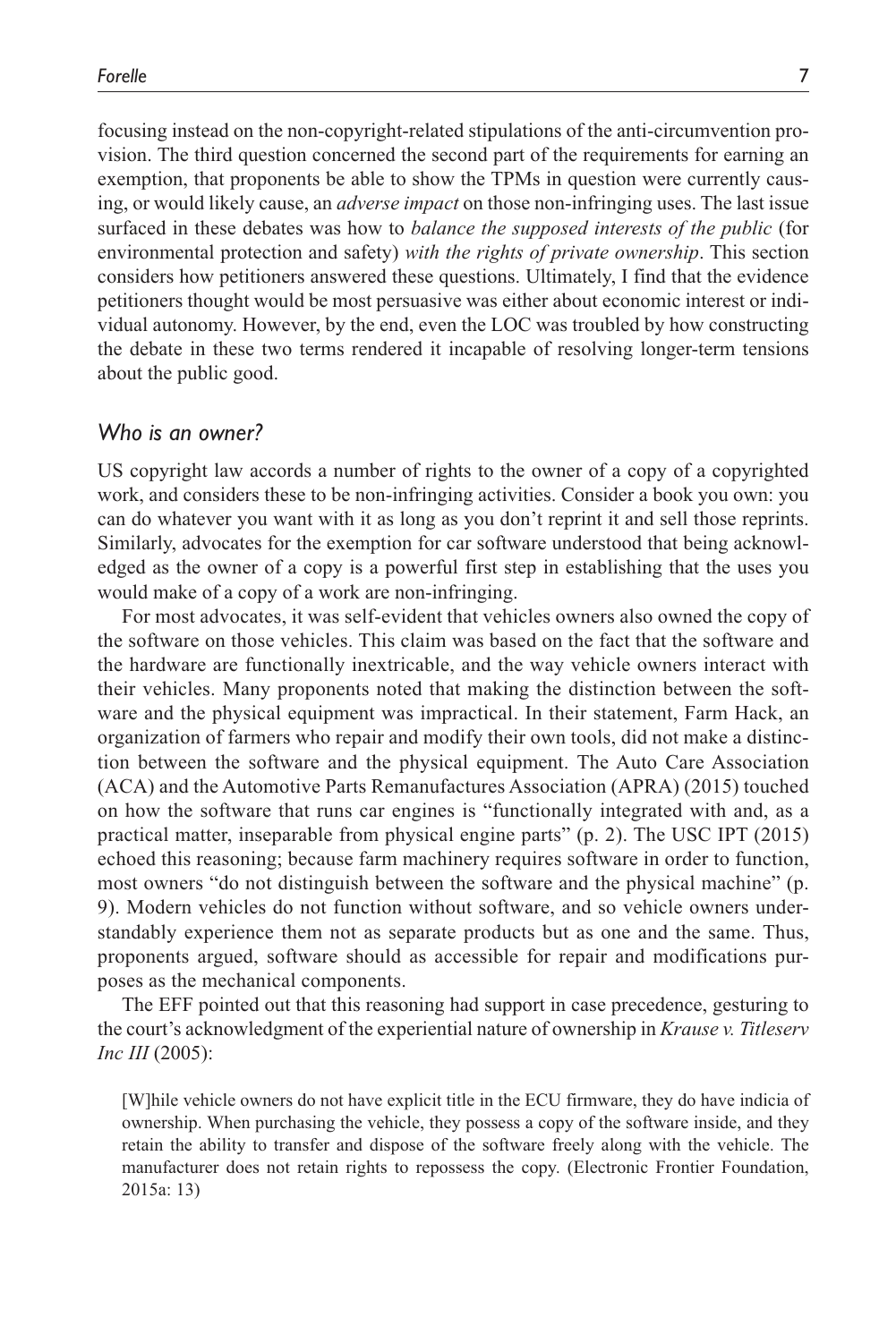focusing instead on the non-copyright-related stipulations of the anti-circumvention provision. The third question concerned the second part of the requirements for earning an exemption, that proponents be able to show the TPMs in question were currently causing, or would likely cause, an *adverse impact* on those non-infringing uses. The last issue surfaced in these debates was how to *balance the supposed interests of the public* (for environmental protection and safety) *with the rights of private ownership*. This section considers how petitioners answered these questions. Ultimately, I find that the evidence petitioners thought would be most persuasive was either about economic interest or individual autonomy. However, by the end, even the LOC was troubled by how constructing the debate in these two terms rendered it incapable of resolving longer-term tensions about the public good.

### *Who is an owner?*

US copyright law accords a number of rights to the owner of a copy of a copyrighted work, and considers these to be non-infringing activities. Consider a book you own: you can do whatever you want with it as long as you don't reprint it and sell those reprints. Similarly, advocates for the exemption for car software understood that being acknowledged as the owner of a copy is a powerful first step in establishing that the uses you would make of a copy of a work are non-infringing.

For most advocates, it was self-evident that vehicles owners also owned the copy of the software on those vehicles. This claim was based on the fact that the software and the hardware are functionally inextricable, and the way vehicle owners interact with their vehicles. Many proponents noted that making the distinction between the software and the physical equipment was impractical. In their statement, Farm Hack, an organization of farmers who repair and modify their own tools, did not make a distinction between the software and the physical equipment. The Auto Care Association (ACA) and the Automotive Parts Remanufactures Association (APRA) (2015) touched on how the software that runs car engines is "functionally integrated with and, as a practical matter, inseparable from physical engine parts" (p. 2). The USC IPT (2015) echoed this reasoning; because farm machinery requires software in order to function, most owners "do not distinguish between the software and the physical machine" (p. 9). Modern vehicles do not function without software, and so vehicle owners understandably experience them not as separate products but as one and the same. Thus, proponents argued, software should as accessible for repair and modifications purposes as the mechanical components.

The EFF pointed out that this reasoning had support in case precedence, gesturing to the court's acknowledgment of the experiential nature of ownership in *Krause v. Titleserv Inc III* (2005):

> [W]hile vehicle owners do not have explicit title in the ECU firmware, they do have indicia of ownership. When purchasing the vehicle, they possess a copy of the software inside, and they retain the ability to transfer and dispose of the software freely along with the vehicle. The manufacturer does not retain rights to repossess the copy. (Electronic Frontier Foundation, 2015a: 13)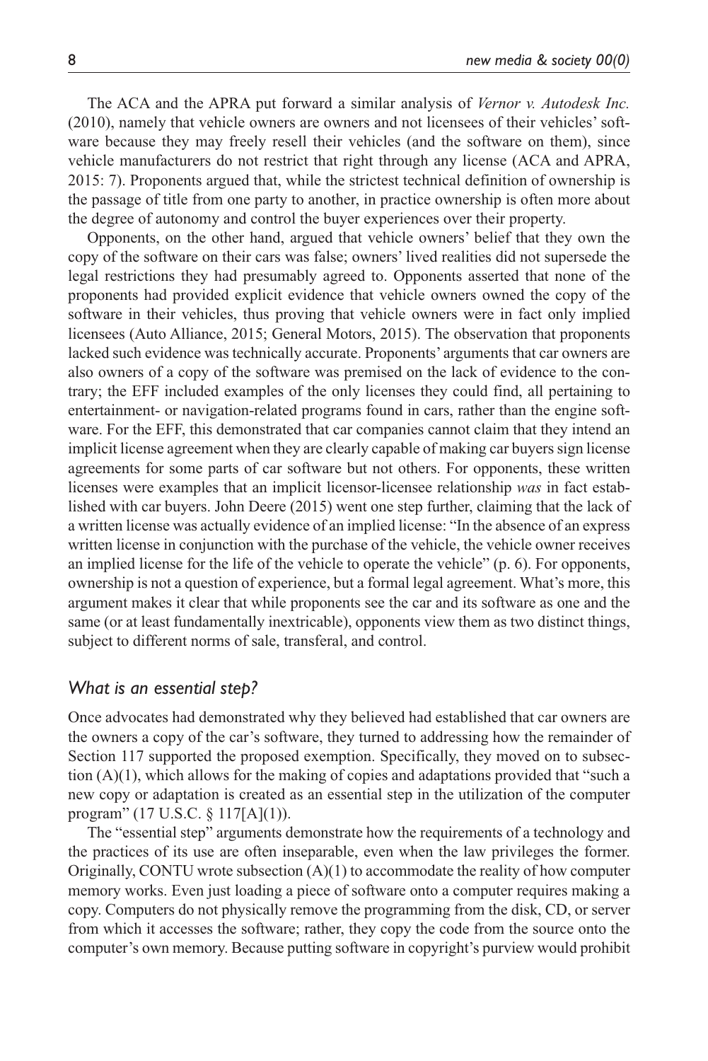The ACA and the APRA put forward a similar analysis of *Vernor v. Autodesk Inc.* (2010), namely that vehicle owners are owners and not licensees of their vehicles' software because they may freely resell their vehicles (and the software on them), since vehicle manufacturers do not restrict that right through any license (ACA and APRA, 2015: 7). Proponents argued that, while the strictest technical definition of ownership is the passage of title from one party to another, in practice ownership is often more about the degree of autonomy and control the buyer experiences over their property.

Opponents, on the other hand, argued that vehicle owners' belief that they own the copy of the software on their cars was false; owners' lived realities did not supersede the legal restrictions they had presumably agreed to. Opponents asserted that none of the proponents had provided explicit evidence that vehicle owners owned the copy of the software in their vehicles, thus proving that vehicle owners were in fact only implied licensees (Auto Alliance, 2015; General Motors, 2015). The observation that proponents lacked such evidence was technically accurate. Proponents' arguments that car owners are also owners of a copy of the software was premised on the lack of evidence to the contrary; the EFF included examples of the only licenses they could find, all pertaining to entertainment- or navigation-related programs found in cars, rather than the engine software. For the EFF, this demonstrated that car companies cannot claim that they intend an implicit license agreement when they are clearly capable of making car buyers sign license agreements for some parts of car software but not others. For opponents, these written licenses were examples that an implicit licensor-licensee relationship *was* in fact established with car buyers. John Deere (2015) went one step further, claiming that the lack of a written license was actually evidence of an implied license: "In the absence of an express written license in conjunction with the purchase of the vehicle, the vehicle owner receives an implied license for the life of the vehicle to operate the vehicle" (p. 6). For opponents, ownership is not a question of experience, but a formal legal agreement. What's more, this argument makes it clear that while proponents see the car and its software as one and the same (or at least fundamentally inextricable), opponents view them as two distinct things, subject to different norms of sale, transferal, and control.

### *What is an essential step?*

Once advocates had demonstrated why they believed had established that car owners are the owners a copy of the car's software, they turned to addressing how the remainder of Section 117 supported the proposed exemption. Specifically, they moved on to subsection (A)(1), which allows for the making of copies and adaptations provided that "such a new copy or adaptation is created as an essential step in the utilization of the computer program" (17 U.S.C. § 117[A](1)).

The "essential step" arguments demonstrate how the requirements of a technology and the practices of its use are often inseparable, even when the law privileges the former. Originally, CONTU wrote subsection (A)(1) to accommodate the reality of how computer memory works. Even just loading a piece of software onto a computer requires making a copy. Computers do not physically remove the programming from the disk, CD, or server from which it accesses the software; rather, they copy the code from the source onto the computer's own memory. Because putting software in copyright's purview would prohibit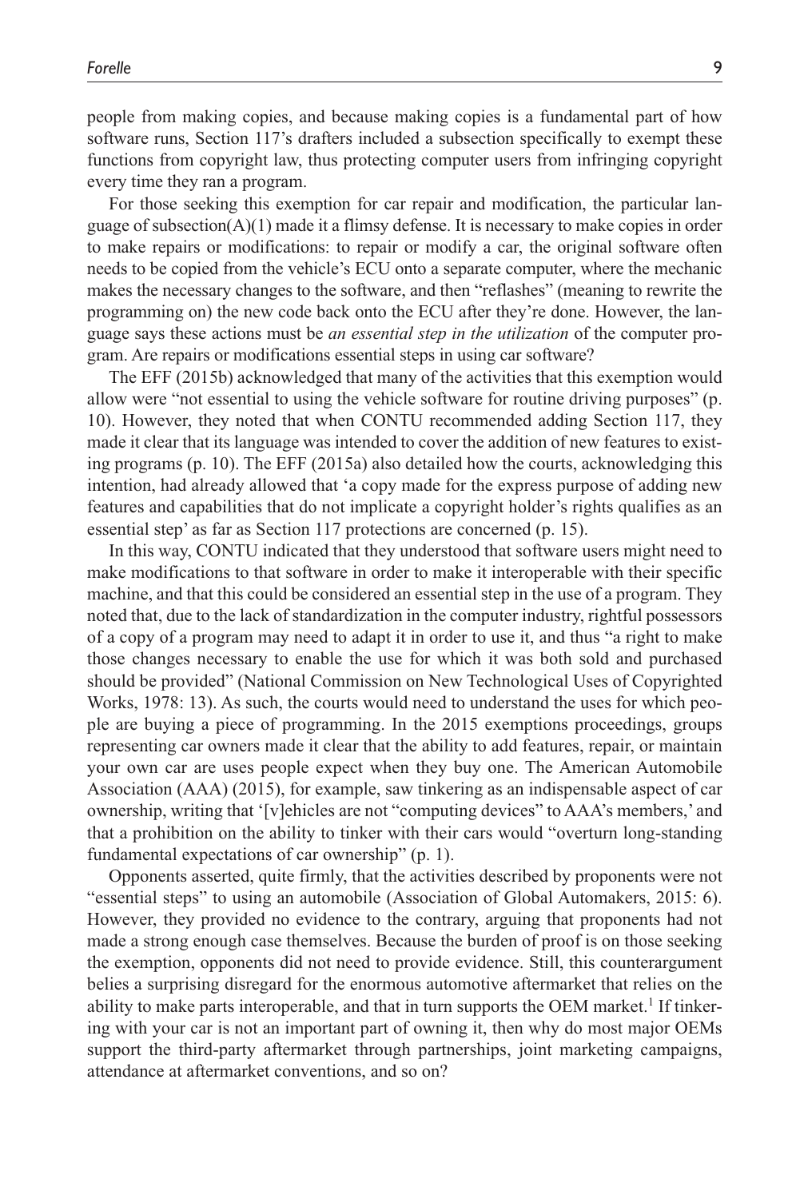people from making copies, and because making copies is a fundamental part of how software runs, Section 117's drafters included a subsection specifically to exempt these functions from copyright law, thus protecting computer users from infringing copyright every time they ran a program.

For those seeking this exemption for car repair and modification, the particular language of subsection(A)(1) made it a flimsy defense. It is necessary to make copies in order to make repairs or modifications: to repair or modify a car, the original software often needs to be copied from the vehicle's ECU onto a separate computer, where the mechanic makes the necessary changes to the software, and then "reflashes" (meaning to rewrite the programming on) the new code back onto the ECU after they're done. However, the language says these actions must be *an essential step in the utilization* of the computer program. Are repairs or modifications essential steps in using car software?

The EFF (2015b) acknowledged that many of the activities that this exemption would allow were "not essential to using the vehicle software for routine driving purposes" (p. 10). However, they noted that when CONTU recommended adding Section 117, they made it clear that its language was intended to cover the addition of new features to existing programs (p. 10). The EFF (2015a) also detailed how the courts, acknowledging this intention, had already allowed that 'a copy made for the express purpose of adding new features and capabilities that do not implicate a copyright holder's rights qualifies as an essential step' as far as Section 117 protections are concerned (p. 15).

In this way, CONTU indicated that they understood that software users might need to make modifications to that software in order to make it interoperable with their specific machine, and that this could be considered an essential step in the use of a program. They noted that, due to the lack of standardization in the computer industry, rightful possessors of a copy of a program may need to adapt it in order to use it, and thus "a right to make those changes necessary to enable the use for which it was both sold and purchased should be provided" (National Commission on New Technological Uses of Copyrighted Works, 1978: 13). As such, the courts would need to understand the uses for which people are buying a piece of programming. In the 2015 exemptions proceedings, groups representing car owners made it clear that the ability to add features, repair, or maintain your own car are uses people expect when they buy one. The American Automobile Association (AAA) (2015), for example, saw tinkering as an indispensable aspect of car ownership, writing that '[v]ehicles are not "computing devices" to AAA's members,' and that a prohibition on the ability to tinker with their cars would "overturn long-standing fundamental expectations of car ownership" (p. 1).

Opponents asserted, quite firmly, that the activities described by proponents were not "essential steps" to using an automobile (Association of Global Automakers, 2015: 6). However, they provided no evidence to the contrary, arguing that proponents had not made a strong enough case themselves. Because the burden of proof is on those seeking the exemption, opponents did not need to provide evidence. Still, this counterargument belies a surprising disregard for the enormous automotive aftermarket that relies on the ability to make parts interoperable, and that in turn supports the OEM market.[1] If tinkering with your car is not an important part of owning it, then why do most major OEMs support the third-party aftermarket through partnerships, joint marketing campaigns, attendance at aftermarket conventions, and so on?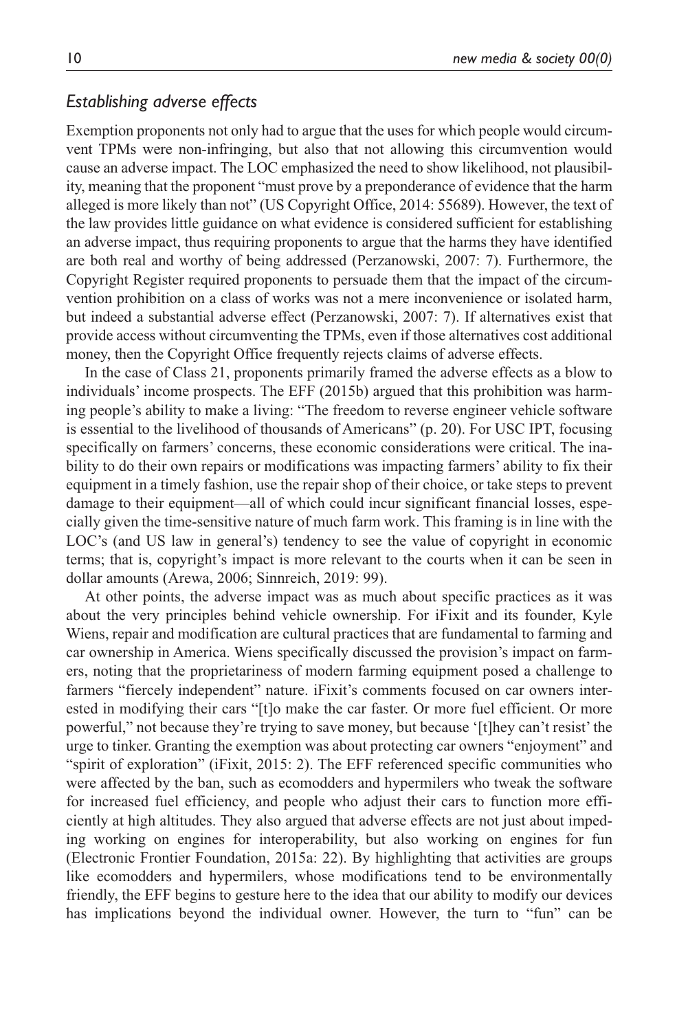### *Establishing adverse effects*

Exemption proponents not only had to argue that the uses for which people would circumvent TPMs were non-infringing, but also that not allowing this circumvention would cause an adverse impact. The LOC emphasized the need to show likelihood, not plausibility, meaning that the proponent "must prove by a preponderance of evidence that the harm alleged is more likely than not" (US Copyright Office, 2014: 55689). However, the text of the law provides little guidance on what evidence is considered sufficient for establishing an adverse impact, thus requiring proponents to argue that the harms they have identified are both real and worthy of being addressed (Perzanowski, 2007: 7). Furthermore, the Copyright Register required proponents to persuade them that the impact of the circumvention prohibition on a class of works was not a mere inconvenience or isolated harm, but indeed a substantial adverse effect (Perzanowski, 2007: 7). If alternatives exist that provide access without circumventing the TPMs, even if those alternatives cost additional money, then the Copyright Office frequently rejects claims of adverse effects.

In the case of Class 21, proponents primarily framed the adverse effects as a blow to individuals' income prospects. The EFF (2015b) argued that this prohibition was harming people's ability to make a living: "The freedom to reverse engineer vehicle software is essential to the livelihood of thousands of Americans" (p. 20). For USC IPT, focusing specifically on farmers' concerns, these economic considerations were critical. The inability to do their own repairs or modifications was impacting farmers' ability to fix their equipment in a timely fashion, use the repair shop of their choice, or take steps to prevent damage to their equipment—all of which could incur significant financial losses, especially given the time-sensitive nature of much farm work. This framing is in line with the LOC's (and US law in general's) tendency to see the value of copyright in economic terms; that is, copyright's impact is more relevant to the courts when it can be seen in dollar amounts (Arewa, 2006; Sinnreich, 2019: 99).

At other points, the adverse impact was as much about specific practices as it was about the very principles behind vehicle ownership. For iFixit and its founder, Kyle Wiens, repair and modification are cultural practices that are fundamental to farming and car ownership in America. Wiens specifically discussed the provision's impact on farmers, noting that the proprietariness of modern farming equipment posed a challenge to farmers "fiercely independent" nature. iFixit's comments focused on car owners interested in modifying their cars "[t]o make the car faster. Or more fuel efficient. Or more powerful," not because they're trying to save money, but because '[t]hey can't resist' the urge to tinker. Granting the exemption was about protecting car owners "enjoyment" and "spirit of exploration" (iFixit, 2015: 2). The EFF referenced specific communities who were affected by the ban, such as ecomodders and hypermilers who tweak the software for increased fuel efficiency, and people who adjust their cars to function more efficiently at high altitudes. They also argued that adverse effects are not just about impeding working on engines for interoperability, but also working on engines for fun (Electronic Frontier Foundation, 2015a: 22). By highlighting that activities are groups like ecomodders and hypermilers, whose modifications tend to be environmentally friendly, the EFF begins to gesture here to the idea that our ability to modify our devices has implications beyond the individual owner. However, the turn to "fun" can be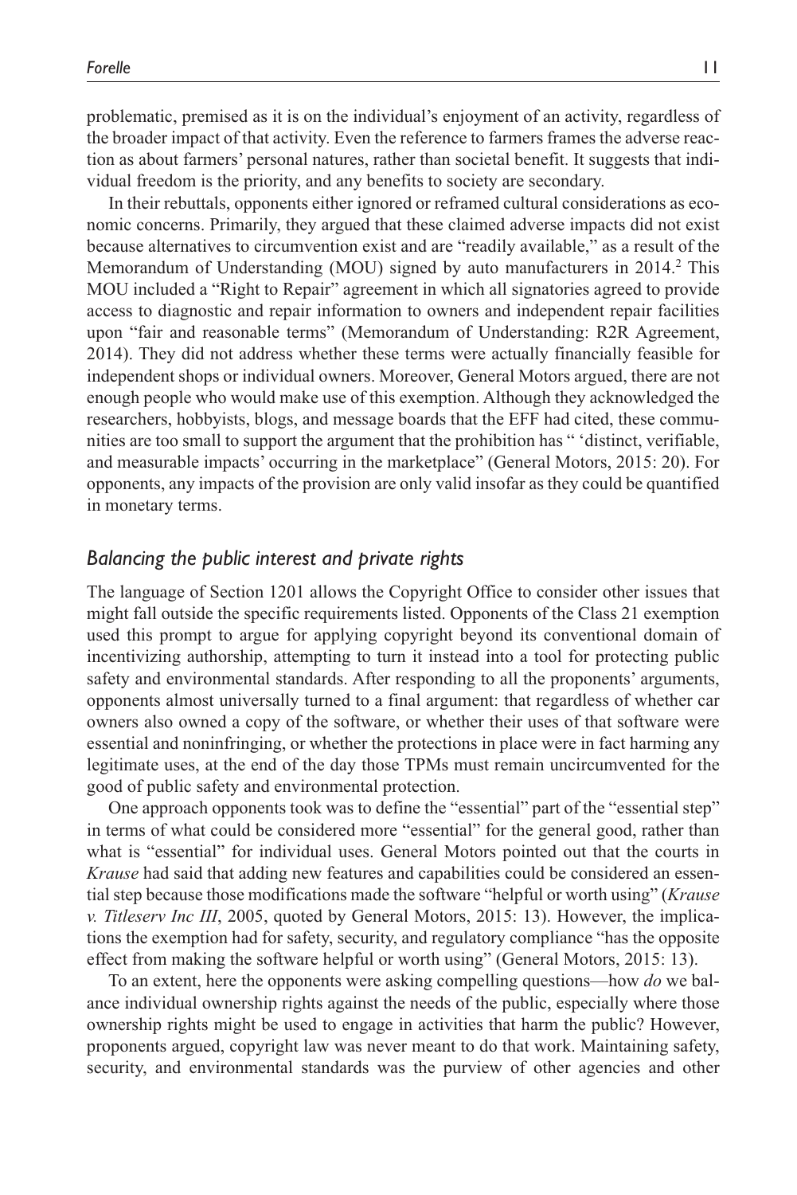problematic, premised as it is on the individual's enjoyment of an activity, regardless of the broader impact of that activity. Even the reference to farmers frames the adverse reaction as about farmers' personal natures, rather than societal benefit. It suggests that individual freedom is the priority, and any benefits to society are secondary.

In their rebuttals, opponents either ignored or reframed cultural considerations as economic concerns. Primarily, they argued that these claimed adverse impacts did not exist because alternatives to circumvention exist and are "readily available," as a result of the Memorandum of Understanding (MOU) signed by auto manufacturers in 2014.[2] This MOU included a "Right to Repair" agreement in which all signatories agreed to provide access to diagnostic and repair information to owners and independent repair facilities upon "fair and reasonable terms" (Memorandum of Understanding: R2R Agreement, 2014). They did not address whether these terms were actually financially feasible for independent shops or individual owners. Moreover, General Motors argued, there are not enough people who would make use of this exemption. Although they acknowledged the researchers, hobbyists, blogs, and message boards that the EFF had cited, these communities are too small to support the argument that the prohibition has " 'distinct, verifiable, and measurable impacts' occurring in the marketplace" (General Motors, 2015: 20). For opponents, any impacts of the provision are only valid insofar as they could be quantified in monetary terms.

## *Balancing the public interest and private rights*

The language of Section 1201 allows the Copyright Office to consider other issues that might fall outside the specific requirements listed. Opponents of the Class 21 exemption used this prompt to argue for applying copyright beyond its conventional domain of incentivizing authorship, attempting to turn it instead into a tool for protecting public safety and environmental standards. After responding to all the proponents' arguments, opponents almost universally turned to a final argument: that regardless of whether car owners also owned a copy of the software, or whether their uses of that software were essential and noninfringing, or whether the protections in place were in fact harming any legitimate uses, at the end of the day those TPMs must remain uncircumvented for the good of public safety and environmental protection.

One approach opponents took was to define the "essential" part of the "essential step" in terms of what could be considered more "essential" for the general good, rather than what is "essential" for individual uses. General Motors pointed out that the courts in *Krause* had said that adding new features and capabilities could be considered an essential step because those modifications made the software "helpful or worth using" (*Krause v. Titleserv Inc III*, 2005, quoted by General Motors, 2015: 13). However, the implications the exemption had for safety, security, and regulatory compliance "has the opposite effect from making the software helpful or worth using" (General Motors, 2015: 13).

To an extent, here the opponents were asking compelling questions—how *do* we balance individual ownership rights against the needs of the public, especially where those ownership rights might be used to engage in activities that harm the public? However, proponents argued, copyright law was never meant to do that work. Maintaining safety, security, and environmental standards was the purview of other agencies and other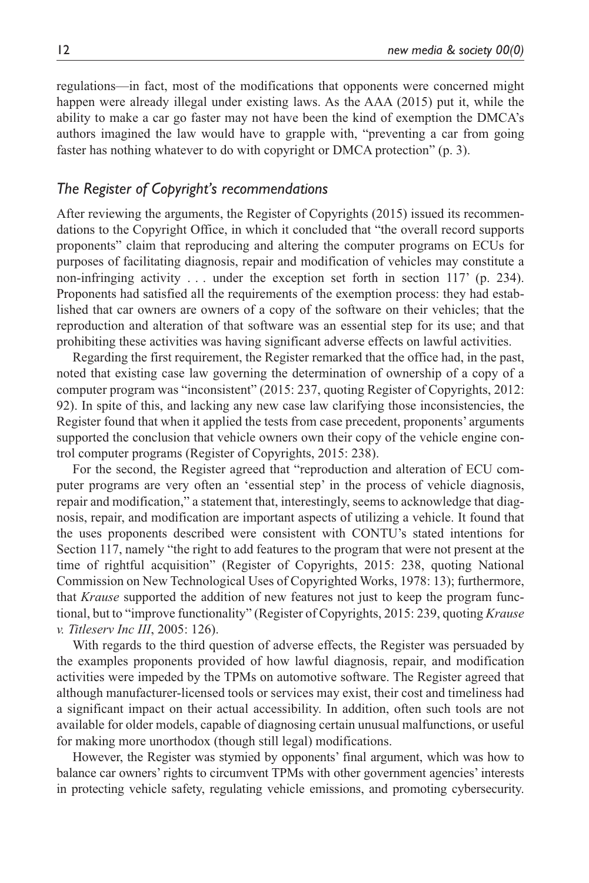regulations—in fact, most of the modifications that opponents were concerned might happen were already illegal under existing laws. As the AAA (2015) put it, while the ability to make a car go faster may not have been the kind of exemption the DMCA's authors imagined the law would have to grapple with, "preventing a car from going faster has nothing whatever to do with copyright or DMCA protection" (p. 3).

## *The Register of Copyright's recommendations*

After reviewing the arguments, the Register of Copyrights (2015) issued its recommendations to the Copyright Office, in which it concluded that "the overall record supports proponents" claim that reproducing and altering the computer programs on ECUs for purposes of facilitating diagnosis, repair and modification of vehicles may constitute a non-infringing activity . . . under the exception set forth in section 117' (p. 234). Proponents had satisfied all the requirements of the exemption process: they had established that car owners are owners of a copy of the software on their vehicles; that the reproduction and alteration of that software was an essential step for its use; and that prohibiting these activities was having significant adverse effects on lawful activities.

Regarding the first requirement, the Register remarked that the office had, in the past, noted that existing case law governing the determination of ownership of a copy of a computer program was "inconsistent" (2015: 237, quoting Register of Copyrights, 2012: 92). In spite of this, and lacking any new case law clarifying those inconsistencies, the Register found that when it applied the tests from case precedent, proponents' arguments supported the conclusion that vehicle owners own their copy of the vehicle engine control computer programs (Register of Copyrights, 2015: 238).

For the second, the Register agreed that "reproduction and alteration of ECU computer programs are very often an 'essential step' in the process of vehicle diagnosis, repair and modification," a statement that, interestingly, seems to acknowledge that diagnosis, repair, and modification are important aspects of utilizing a vehicle. It found that the uses proponents described were consistent with CONTU's stated intentions for Section 117, namely "the right to add features to the program that were not present at the time of rightful acquisition" (Register of Copyrights, 2015: 238, quoting National Commission on New Technological Uses of Copyrighted Works, 1978: 13); furthermore, that *Krause* supported the addition of new features not just to keep the program functional, but to "improve functionality" (Register of Copyrights, 2015: 239, quoting *Krause v. Titleserv Inc III*, 2005: 126).

With regards to the third question of adverse effects, the Register was persuaded by the examples proponents provided of how lawful diagnosis, repair, and modification activities were impeded by the TPMs on automotive software. The Register agreed that although manufacturer-licensed tools or services may exist, their cost and timeliness had a significant impact on their actual accessibility. In addition, often such tools are not available for older models, capable of diagnosing certain unusual malfunctions, or useful for making more unorthodox (though still legal) modifications.

However, the Register was stymied by opponents' final argument, which was how to balance car owners' rights to circumvent TPMs with other government agencies' interests in protecting vehicle safety, regulating vehicle emissions, and promoting cybersecurity.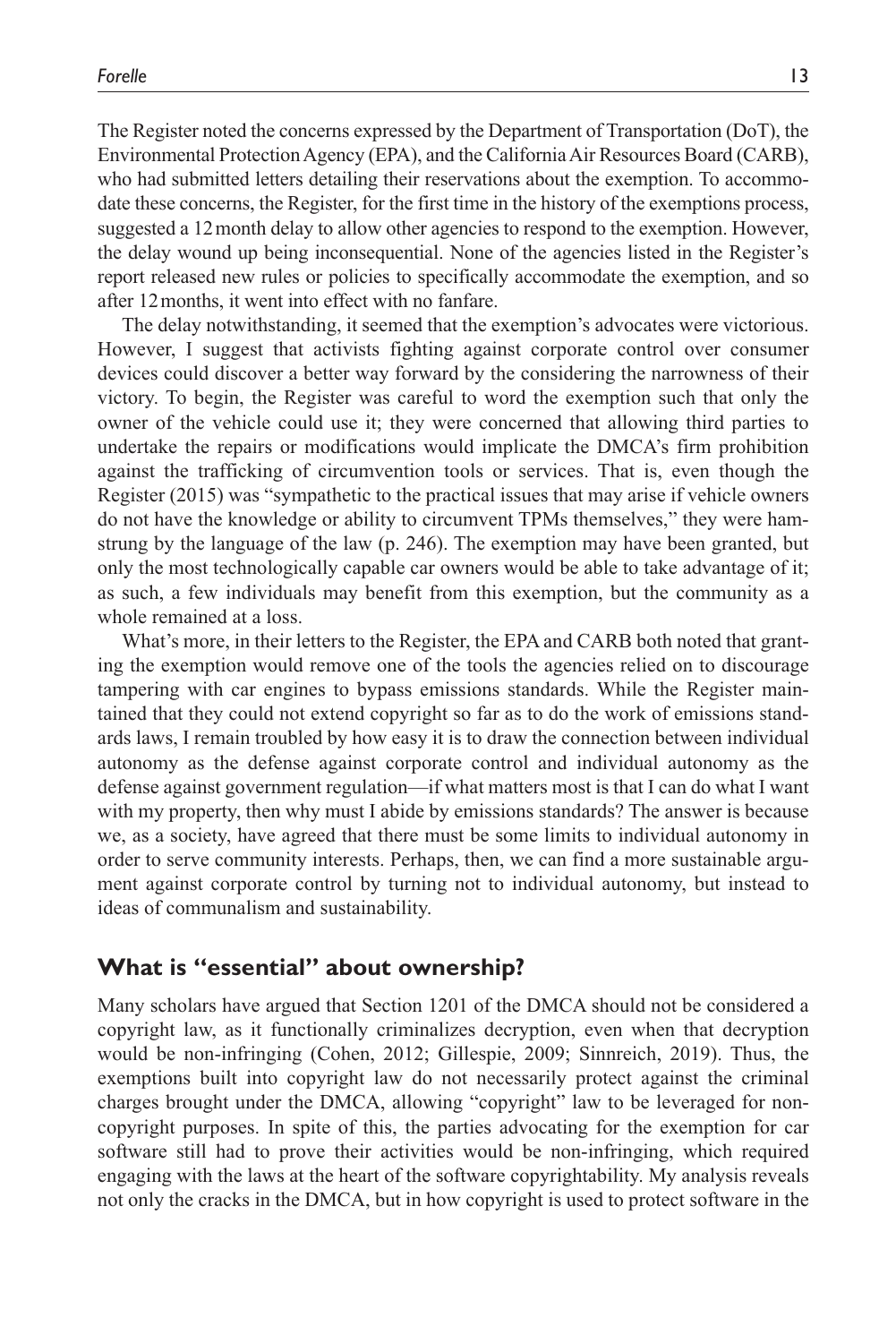The Register noted the concerns expressed by the Department of Transportation (DoT), the Environmental Protection Agency (EPA), and the California Air Resources Board (CARB), who had submitted letters detailing their reservations about the exemption. To accommodate these concerns, the Register, for the first time in the history of the exemptions process, suggested a 12 month delay to allow other agencies to respond to the exemption. However, the delay wound up being inconsequential. None of the agencies listed in the Register's report released new rules or policies to specifically accommodate the exemption, and so after 12 months, it went into effect with no fanfare.

The delay notwithstanding, it seemed that the exemption's advocates were victorious. However, I suggest that activists fighting against corporate control over consumer devices could discover a better way forward by the considering the narrowness of their victory. To begin, the Register was careful to word the exemption such that only the owner of the vehicle could use it; they were concerned that allowing third parties to undertake the repairs or modifications would implicate the DMCA's firm prohibition against the trafficking of circumvention tools or services. That is, even though the Register (2015) was "sympathetic to the practical issues that may arise if vehicle owners do not have the knowledge or ability to circumvent TPMs themselves," they were hamstrung by the language of the law (p. 246). The exemption may have been granted, but only the most technologically capable car owners would be able to take advantage of it; as such, a few individuals may benefit from this exemption, but the community as a whole remained at a loss.

What's more, in their letters to the Register, the EPA and CARB both noted that granting the exemption would remove one of the tools the agencies relied on to discourage tampering with car engines to bypass emissions standards. While the Register maintained that they could not extend copyright so far as to do the work of emissions standards laws, I remain troubled by how easy it is to draw the connection between individual autonomy as the defense against corporate control and individual autonomy as the defense against government regulation—if what matters most is that I can do what I want with my property, then why must I abide by emissions standards? The answer is because we, as a society, have agreed that there must be some limits to individual autonomy in order to serve community interests. Perhaps, then, we can find a more sustainable argument against corporate control by turning not to individual autonomy, but instead to ideas of communalism and sustainability.

## What is "essential" about ownership?

Many scholars have argued that Section 1201 of the DMCA should not be considered a copyright law, as it functionally criminalizes decryption, even when that decryption would be non-infringing (Cohen, 2012; Gillespie, 2009; Sinnreich, 2019). Thus, the exemptions built into copyright law do not necessarily protect against the criminal charges brought under the DMCA, allowing "copyright" law to be leveraged for non-copyright purposes. In spite of this, the parties advocating for the exemption for car software still had to prove their activities would be non-infringing, which required engaging with the laws at the heart of the software copyrightability. My analysis reveals not only the cracks in the DMCA, but in how copyright is used to protect software in the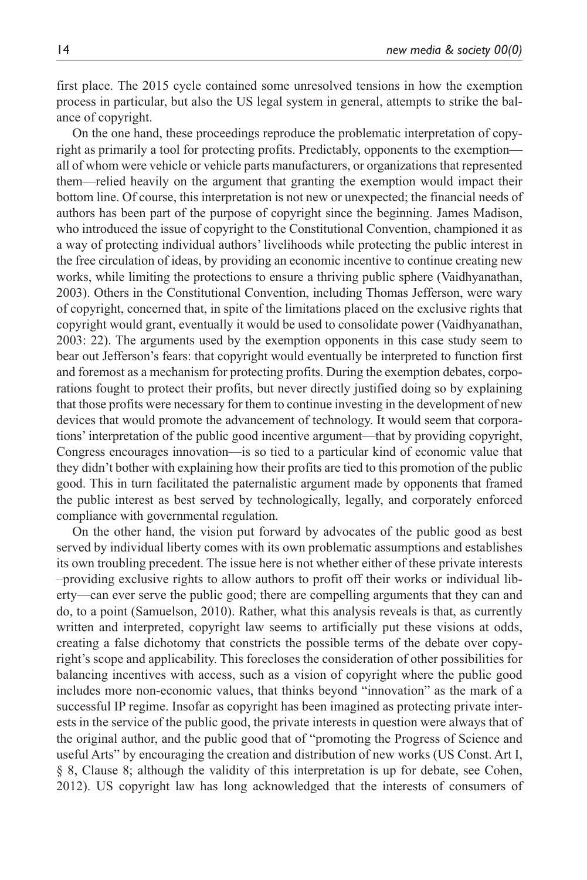first place. The 2015 cycle contained some unresolved tensions in how the exemption process in particular, but also the US legal system in general, attempts to strike the balance of copyright.

On the one hand, these proceedings reproduce the problematic interpretation of copyright as primarily a tool for protecting profits. Predictably, opponents to the exemption—all of whom were vehicle or vehicle parts manufacturers, or organizations that represented them—relied heavily on the argument that granting the exemption would impact their bottom line. Of course, this interpretation is not new or unexpected; the financial needs of authors has been part of the purpose of copyright since the beginning. James Madison, who introduced the issue of copyright to the Constitutional Convention, championed it as a way of protecting individual authors' livelihoods while protecting the public interest in the free circulation of ideas, by providing an economic incentive to continue creating new works, while limiting the protections to ensure a thriving public sphere (Vaidhyanathan, 2003). Others in the Constitutional Convention, including Thomas Jefferson, were wary of copyright, concerned that, in spite of the limitations placed on the exclusive rights that copyright would grant, eventually it would be used to consolidate power (Vaidhyanathan, 2003: 22). The arguments used by the exemption opponents in this case study seem to bear out Jefferson's fears: that copyright would eventually be interpreted to function first and foremost as a mechanism for protecting profits. During the exemption debates, corporations fought to protect their profits, but never directly justified doing so by explaining that those profits were necessary for them to continue investing in the development of new devices that would promote the advancement of technology. It would seem that corporations' interpretation of the public good incentive argument—that by providing copyright, Congress encourages innovation—is so tied to a particular kind of economic value that they didn't bother with explaining how their profits are tied to this promotion of the public good. This in turn facilitated the paternalistic argument made by opponents that framed the public interest as best served by technologically, legally, and corporately enforced compliance with governmental regulation.

On the other hand, the vision put forward by advocates of the public good as best served by individual liberty comes with its own problematic assumptions and establishes its own troubling precedent. The issue here is not whether either of these private interests –providing exclusive rights to allow authors to profit off their works or individual liberty—can ever serve the public good; there are compelling arguments that they can and do, to a point (Samuelson, 2010). Rather, what this analysis reveals is that, as currently written and interpreted, copyright law seems to artificially put these visions at odds, creating a false dichotomy that constricts the possible terms of the debate over copyright's scope and applicability. This forecloses the consideration of other possibilities for balancing incentives with access, such as a vision of copyright where the public good includes more non-economic values, that thinks beyond "innovation" as the mark of a successful IP regime. Insofar as copyright has been imagined as protecting private interests in the service of the public good, the private interests in question were always that of the original author, and the public good that of "promoting the Progress of Science and useful Arts" by encouraging the creation and distribution of new works (US Const. Art I, § 8, Clause 8; although the validity of this interpretation is up for debate, see Cohen, 2012). US copyright law has long acknowledged that the interests of consumers of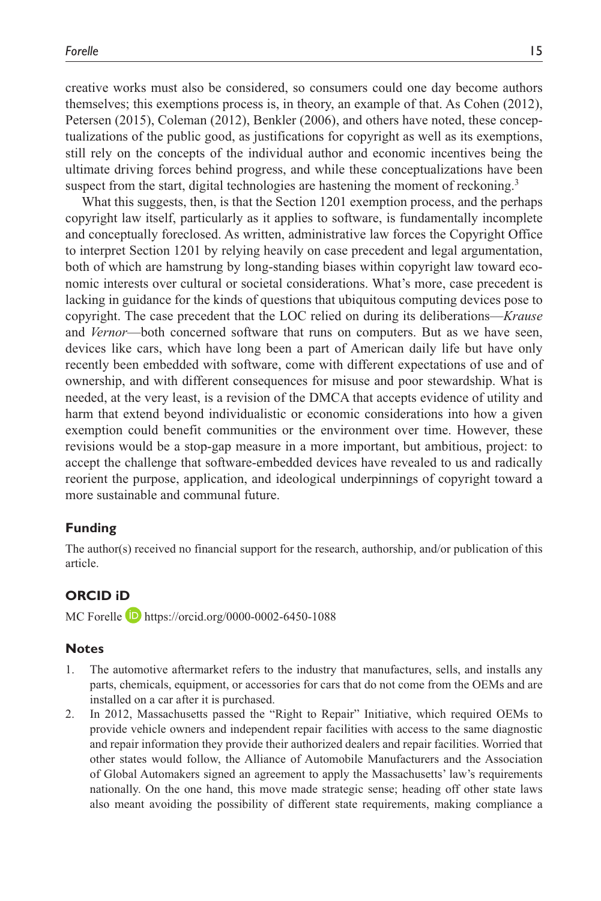creative works must also be considered, so consumers could one day become authors themselves; this exemptions process is, in theory, an example of that. As Cohen (2012), Petersen (2015), Coleman (2012), Benkler (2006), and others have noted, these conceptualizations of the public good, as justifications for copyright as well as its exemptions, still rely on the concepts of the individual author and economic incentives being the ultimate driving forces behind progress, and while these conceptualizations have been suspect from the start, digital technologies are hastening the moment of reckoning.[3]

What this suggests, then, is that the Section 1201 exemption process, and the perhaps copyright law itself, particularly as it applies to software, is fundamentally incomplete and conceptually foreclosed. As written, administrative law forces the Copyright Office to interpret Section 1201 by relying heavily on case precedent and legal argumentation, both of which are hamstrung by long-standing biases within copyright law toward economic interests over cultural or societal considerations. What's more, case precedent is lacking in guidance for the kinds of questions that ubiquitous computing devices pose to copyright. The case precedent that the LOC relied on during its deliberations—*Krause* and *Vernor*—both concerned software that runs on computers. But as we have seen, devices like cars, which have long been a part of American daily life but have only recently been embedded with software, come with different expectations of use and of ownership, and with different consequences for misuse and poor stewardship. What is needed, at the very least, is a revision of the DMCA that accepts evidence of utility and harm that extend beyond individualistic or economic considerations into how a given exemption could benefit communities or the environment over time. However, these revisions would be a stop-gap measure in a more important, but ambitious, project: to accept the challenge that software-embedded devices have revealed to us and radically reorient the purpose, application, and ideological underpinnings of copyright toward a more sustainable and communal future.

## Funding

The author(s) received no financial support for the research, authorship, and/or publication of this article.

## ORCID iD

MC Forelle https://orcid.org/0000-0002-6450-1088

## Notes

1. The automotive aftermarket refers to the industry that manufactures, sells, and installs any parts, chemicals, equipment, or accessories for cars that do not come from the OEMs and are installed on a car after it is purchased.
2. In 2012, Massachusetts passed the "Right to Repair" Initiative, which required OEMs to provide vehicle owners and independent repair facilities with access to the same diagnostic and repair information they provide their authorized dealers and repair facilities. Worried that other states would follow, the Alliance of Automobile Manufacturers and the Association of Global Automakers signed an agreement to apply the Massachusetts' law's requirements nationally. On the one hand, this move made strategic sense; heading off other state laws also meant avoiding the possibility of different state requirements, making compliance a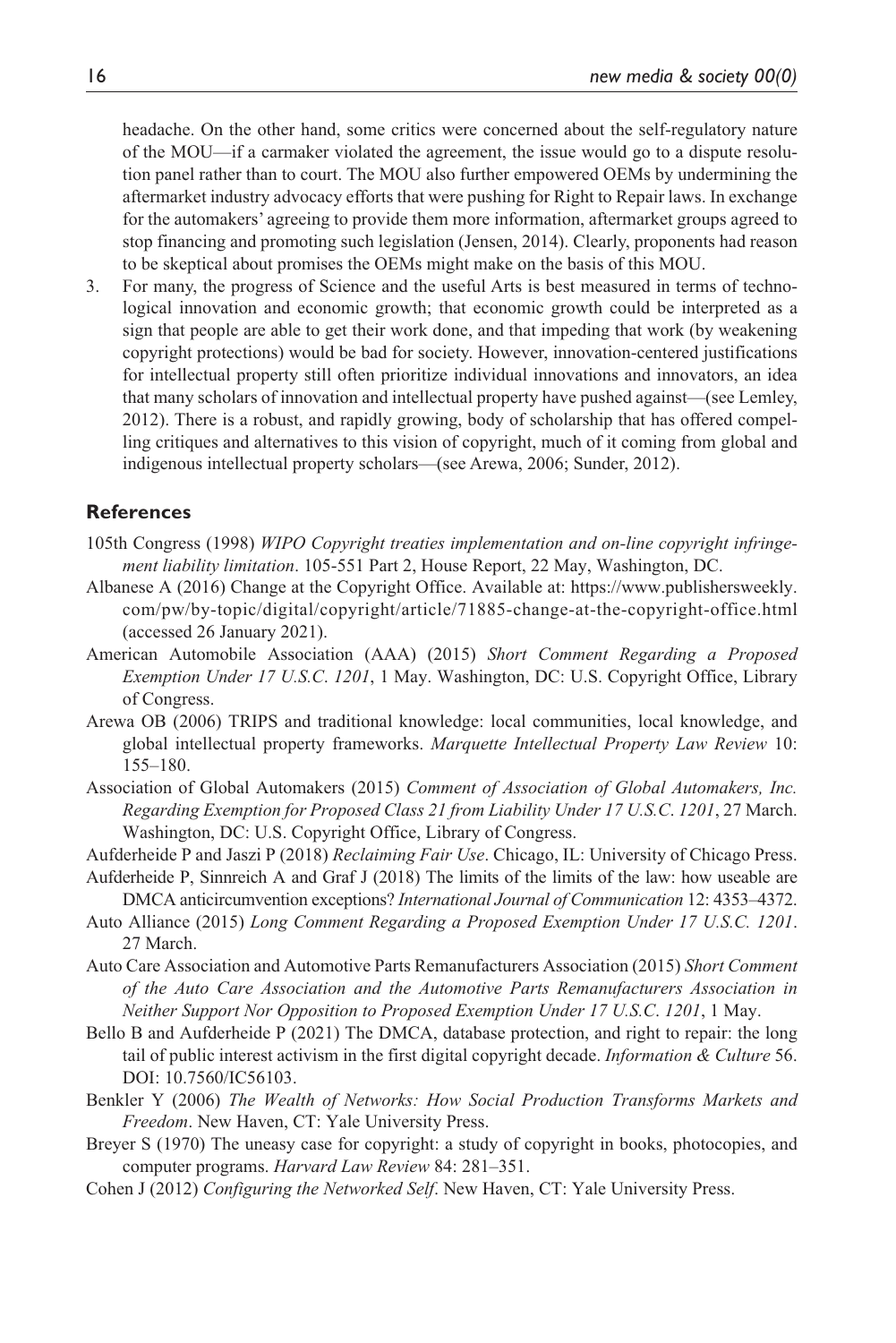headache. On the other hand, some critics were concerned about the self-regulatory nature of the MOU—if a carmaker violated the agreement, the issue would go to a dispute resolution panel rather than to court. The MOU also further empowered OEMs by undermining the aftermarket industry advocacy efforts that were pushing for Right to Repair laws. In exchange for the automakers' agreeing to provide them more information, aftermarket groups agreed to stop financing and promoting such legislation (Jensen, 2014). Clearly, proponents had reason to be skeptical about promises the OEMs might make on the basis of this MOU.

3. For many, the progress of Science and the useful Arts is best measured in terms of technological innovation and economic growth; that economic growth could be interpreted as a sign that people are able to get their work done, and that impeding that work (by weakening copyright protections) would be bad for society. However, innovation-centered justifications for intellectual property still often prioritize individual innovations and innovators, an idea that many scholars of innovation and intellectual property have pushed against—(see Lemley, 2012). There is a robust, and rapidly growing, body of scholarship that has offered compelling critiques and alternatives to this vision of copyright, much of it coming from global and indigenous intellectual property scholars—(see Arewa, 2006; Sunder, 2012).

## References

105th Congress (1998) *WIPO Copyright treaties implementation and on-line copyright infringement liability limitation*. 105-551 Part 2, House Report, 22 May, Washington, DC.

Albanese A (2016) Change at the Copyright Office. Available at: https://www.publishersweekly.com/pw/by-topic/digital/copyright/article/71885-change-at-the-copyright-office.html (accessed 26 January 2021).

American Automobile Association (AAA) (2015) *Short Comment Regarding a Proposed Exemption Under 17 U.S.C. 1201*, 1 May. Washington, DC: U.S. Copyright Office, Library of Congress.

Arewa OB (2006) TRIPS and traditional knowledge: local communities, local knowledge, and global intellectual property frameworks. *Marquette Intellectual Property Law Review* 10: 155–180.

Association of Global Automakers (2015) *Comment of Association of Global Automakers, Inc. Regarding Exemption for Proposed Class 21 from Liability Under 17 U.S.C. 1201*, 27 March. Washington, DC: U.S. Copyright Office, Library of Congress.

Aufderheide P and Jaszi P (2018) *Reclaiming Fair Use*. Chicago, IL: University of Chicago Press.

Aufderheide P, Sinnreich A and Graf J (2018) The limits of the limits of the law: how useable are DMCA anticircumvention exceptions? *International Journal of Communication* 12: 4353–4372.

Auto Alliance (2015) *Long Comment Regarding a Proposed Exemption Under 17 U.S.C. 1201*. 27 March.

Auto Care Association and Automotive Parts Remanufacturers Association (2015) *Short Comment of the Auto Care Association and the Automotive Parts Remanufacturers Association in Neither Support Nor Opposition to Proposed Exemption Under 17 U.S.C. 1201*, 1 May.

Bello B and Aufderheide P (2021) The DMCA, database protection, and right to repair: the long tail of public interest activism in the first digital copyright decade. *Information & Culture* 56. DOI: 10.7560/IC56103.

Benkler Y (2006) *The Wealth of Networks: How Social Production Transforms Markets and Freedom*. New Haven, CT: Yale University Press.

Breyer S (1970) The uneasy case for copyright: a study of copyright in books, photocopies, and computer programs. *Harvard Law Review* 84: 281–351.

Cohen J (2012) *Configuring the Networked Self*. New Haven, CT: Yale University Press.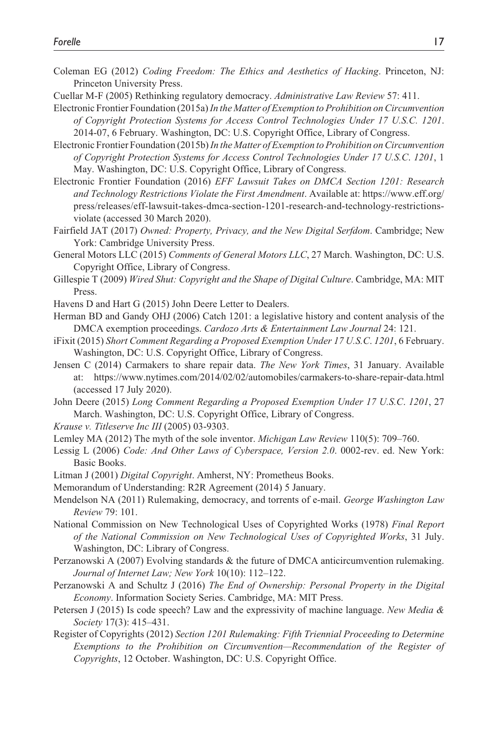Coleman EG (2012) *Coding Freedom: The Ethics and Aesthetics of Hacking*. Princeton, NJ: Princeton University Press.

Cuellar M-F (2005) Rethinking regulatory democracy. *Administrative Law Review* 57: 411.

Electronic Frontier Foundation (2015a) *In the Matter of Exemption to Prohibition on Circumvention of Copyright Protection Systems for Access Control Technologies Under 17 U.S.C. 1201*. 2014-07, 6 February. Washington, DC: U.S. Copyright Office, Library of Congress.

Electronic Frontier Foundation (2015b) *In the Matter of Exemption to Prohibition on Circumvention of Copyright Protection Systems for Access Control Technologies Under 17 U.S.C. 1201*, 1 May. Washington, DC: U.S. Copyright Office, Library of Congress.

Electronic Frontier Foundation (2016) *EFF Lawsuit Takes on DMCA Section 1201: Research and Technology Restrictions Violate the First Amendment*. Available at: https://www.eff.org/press/releases/eff-lawsuit-takes-dmca-section-1201-research-and-technology-restrictions-violate (accessed 30 March 2020).

Fairfield JAT (2017) *Owned: Property, Privacy, and the New Digital Serfdom*. Cambridge; New York: Cambridge University Press.

General Motors LLC (2015) *Comments of General Motors LLC*, 27 March. Washington, DC: U.S. Copyright Office, Library of Congress.

Gillespie T (2009) *Wired Shut: Copyright and the Shape of Digital Culture*. Cambridge, MA: MIT Press.

Havens D and Hart G (2015) John Deere Letter to Dealers.

Herman BD and Gandy OHJ (2006) Catch 1201: a legislative history and content analysis of the DMCA exemption proceedings. *Cardozo Arts & Entertainment Law Journal* 24: 121.

iFixit (2015) *Short Comment Regarding a Proposed Exemption Under 17 U.S.C. 1201*, 6 February. Washington, DC: U.S. Copyright Office, Library of Congress.

Jensen C (2014) Carmakers to share repair data. *The New York Times*, 31 January. Available at: https://www.nytimes.com/2014/02/02/automobiles/carmakers-to-share-repair-data.html (accessed 17 July 2020).

John Deere (2015) *Long Comment Regarding a Proposed Exemption Under 17 U.S.C. 1201*, 27 March. Washington, DC: U.S. Copyright Office, Library of Congress.

*Krause v. Titleserve Inc III* (2005) 03-9303.

Lemley MA (2012) The myth of the sole inventor. *Michigan Law Review* 110(5): 709–760.

Lessig L (2006) *Code: And Other Laws of Cyberspace, Version 2.0*. 0002-rev. ed. New York: Basic Books.

Litman J (2001) *Digital Copyright*. Amherst, NY: Prometheus Books.

Memorandum of Understanding: R2R Agreement (2014) 5 January.

Mendelson NA (2011) Rulemaking, democracy, and torrents of e-mail. *George Washington Law Review* 79: 101.

National Commission on New Technological Uses of Copyrighted Works (1978) *Final Report of the National Commission on New Technological Uses of Copyrighted Works*, 31 July. Washington, DC: Library of Congress.

Perzanowski A (2007) Evolving standards & the future of DMCA anticircumvention rulemaking. *Journal of Internet Law; New York* 10(10): 112–122.

Perzanowski A and Schultz J (2016) *The End of Ownership: Personal Property in the Digital Economy*. Information Society Series. Cambridge, MA: MIT Press.

Petersen J (2015) Is code speech? Law and the expressivity of machine language. *New Media & Society* 17(3): 415–431.

Register of Copyrights (2012) *Section 1201 Rulemaking: Fifth Triennial Proceeding to Determine Exemptions to the Prohibition on Circumvention—Recommendation of the Register of Copyrights*, 12 October. Washington, DC: U.S. Copyright Office.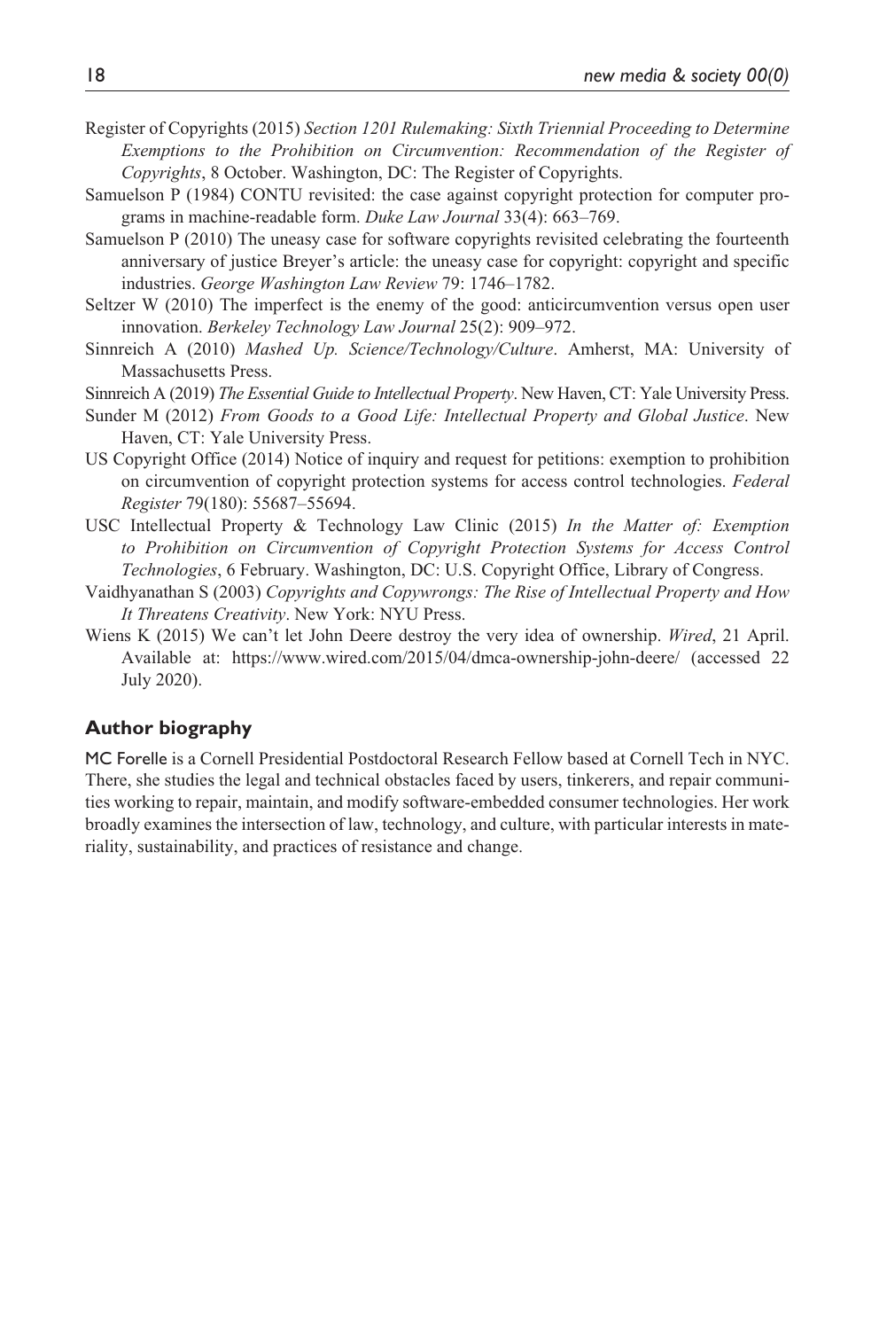Register of Copyrights (2015) *Section 1201 Rulemaking: Sixth Triennial Proceeding to Determine Exemptions to the Prohibition on Circumvention: Recommendation of the Register of Copyrights*, 8 October. Washington, DC: The Register of Copyrights.

Samuelson P (1984) CONTU revisited: the case against copyright protection for computer programs in machine-readable form. *Duke Law Journal* 33(4): 663–769.

Samuelson P (2010) The uneasy case for software copyrights revisited celebrating the fourteenth anniversary of justice Breyer's article: the uneasy case for copyright: copyright and specific industries. *George Washington Law Review* 79: 1746–1782.

Seltzer W (2010) The imperfect is the enemy of the good: anticircumvention versus open user innovation. *Berkeley Technology Law Journal* 25(2): 909–972.

Sinnreich A (2010) *Mashed Up. Science/Technology/Culture*. Amherst, MA: University of Massachusetts Press.

Sinnreich A (2019) *The Essential Guide to Intellectual Property*. New Haven, CT: Yale University Press.

Sunder M (2012) *From Goods to a Good Life: Intellectual Property and Global Justice*. New Haven, CT: Yale University Press.

US Copyright Office (2014) Notice of inquiry and request for petitions: exemption to prohibition on circumvention of copyright protection systems for access control technologies. *Federal Register* 79(180): 55687–55694.

USC Intellectual Property & Technology Law Clinic (2015) *In the Matter of: Exemption to Prohibition on Circumvention of Copyright Protection Systems for Access Control Technologies*, 6 February. Washington, DC: U.S. Copyright Office, Library of Congress.

Vaidhyanathan S (2003) *Copyrights and Copywrongs: The Rise of Intellectual Property and How It Threatens Creativity*. New York: NYU Press.

Wiens K (2015) We can't let John Deere destroy the very idea of ownership. *Wired*, 21 April. Available at: https://www.wired.com/2015/04/dmca-ownership-john-deere/ (accessed 22 July 2020).

## Author biography

MC Forelle is a Cornell Presidential Postdoctoral Research Fellow based at Cornell Tech in NYC. There, she studies the legal and technical obstacles faced by users, tinkerers, and repair communities working to repair, maintain, and modify software-embedded consumer technologies. Her work broadly examines the intersection of law, technology, and culture, with particular interests in materiality, sustainability, and practices of resistance and change.